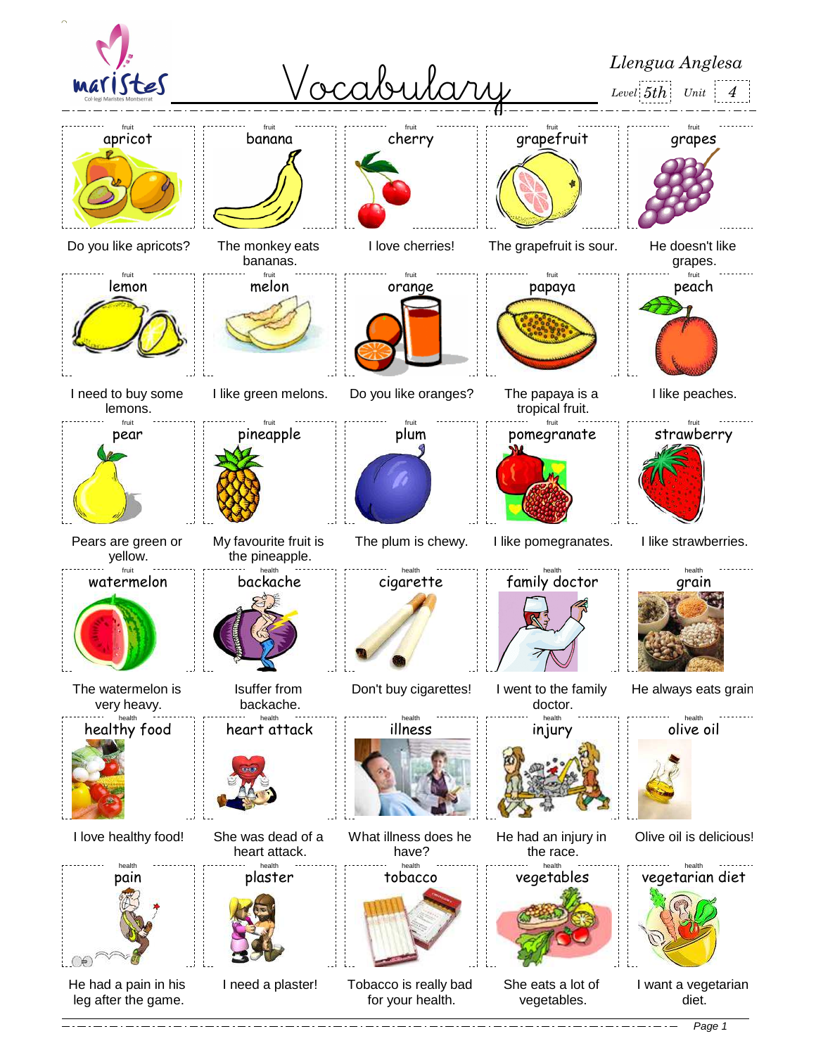# Vocabulary

*Llengua Anglesa*

*Level* 5th *Unit* 4

| fruit | fruit | fruit | fruit | fruit |
|---|---|---|---|---|
| apricot | banana | cherry | grapefruit | grapes |
| Do you like apricots? | The monkey eats bananas. | I love cherries! | The grapefruit is sour. | He doesn't like grapes. |

| fruit | fruit | fruit | fruit | fruit |
|---|---|---|---|---|
| lemon | melon | orange | papaya | peach |
| I need to buy some lemons. | I like green melons. | Do you like oranges? | The papaya is a tropical fruit. | I like peaches. |

| fruit | fruit | fruit | fruit | fruit |
|---|---|---|---|---|
| pear | pineapple | plum | pomegranate | strawberry |
| Pears are green or yellow. | My favourite fruit is the pineapple. | The plum is chewy. | I like pomegranates. | I like strawberries. |

| fruit | health | health | health | health |
|---|---|---|---|---|
| watermelon | backache | cigarette | family doctor | grain |
| The watermelon is very heavy. | Isuffer from backache. | Don't buy cigarettes! | I went to the family doctor. | He always eats grain |

| health | health | health | health | health |
|---|---|---|---|---|
| healthy food | heart attack | illness | injury | olive oil |
| I love healthy food! | She was dead of a heart attack. | What illness does he have? | He had an injury in the race. | Olive oil is delicious! |

| health | health | health | health | health |
|---|---|---|---|---|
| pain | plaster | tobacco | vegetables | vegetarian diet |
| He had a pain in his leg after the game. | I need a plaster! | Tobacco is really bad for your health. | She eats a lot of vegetables. | I want a vegetarian diet. |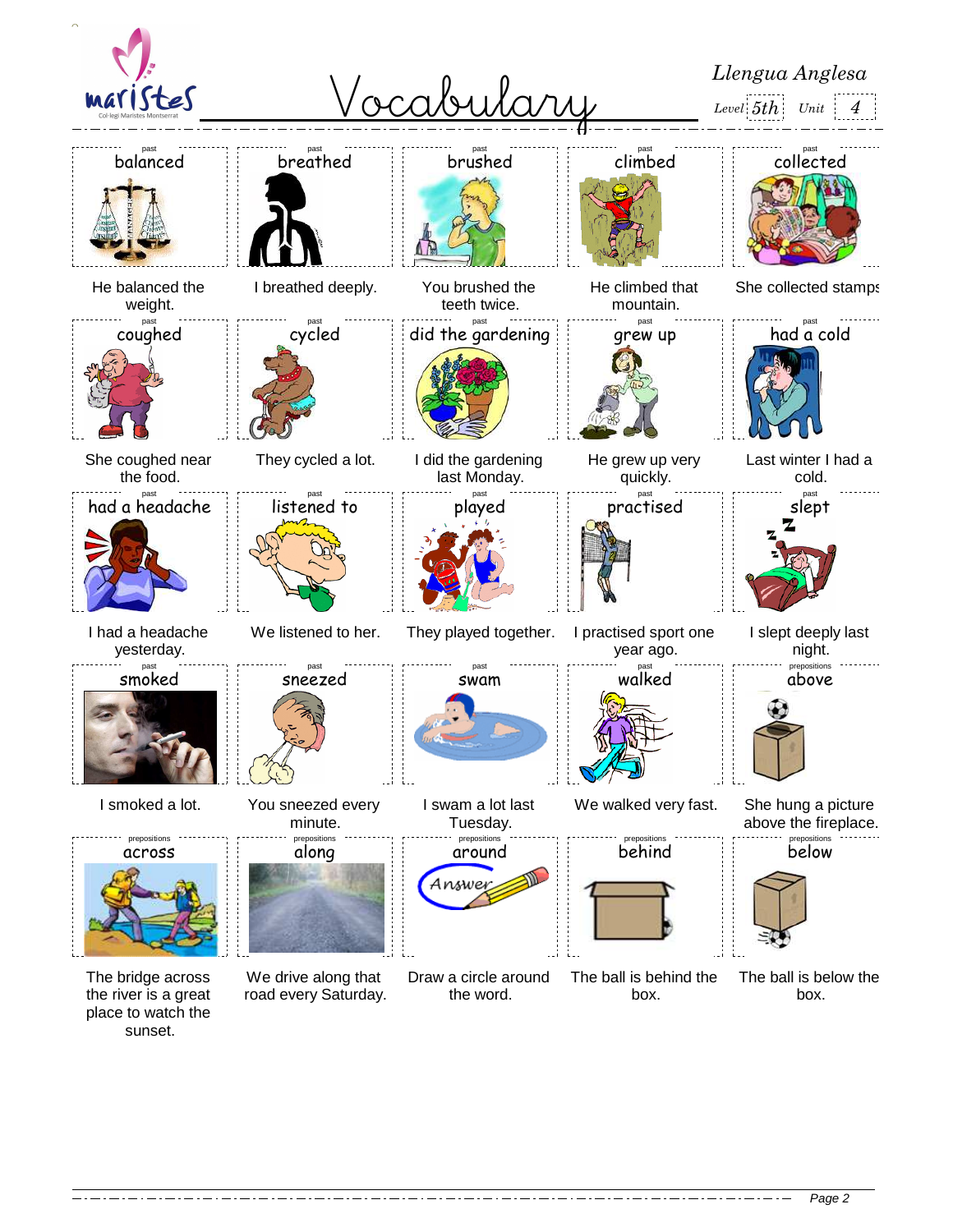# Vocabulary

*Llengua Anglesa*

*Level* 5th *Unit* 4

| past | past | past | past | past |
|---|---|---|---|---|
| **balanced** | **breathed** | **brushed** | **climbed** | **collected** |
| He balanced the weight. | I breathed deeply. | You brushed the teeth twice. | He climbed that mountain. | She collected stamps |

| past | past | past | past | past |
|---|---|---|---|---|
| **coughed** | **cycled** | **did the gardening** | **grew up** | **had a cold** |
| She coughed near the food. | They cycled a lot. | I did the gardening last Monday. | He grew up very quickly. | Last winter I had a cold. |

| past | past | past | past | past |
|---|---|---|---|---|
| **had a headache** | **listened to** | **played** | **practised** | **slept** |
| I had a headache yesterday. | We listened to her. | They played together. | I practised sport one year ago. | I slept deeply last night. |

| past | past | past | past | prepositions |
|---|---|---|---|---|
| **smoked** | **sneezed** | **swam** | **walked** | **above** |
| I smoked a lot. | You sneezed every minute. | I swam a lot last Tuesday. | We walked very fast. | She hung a picture above the fireplace. |

| prepositions | prepositions | prepositions | prepositions | prepositions |
|---|---|---|---|---|
| **across** | **along** | **around** | **behind** | **below** |
| The bridge across the river is a great place to watch the sunset. | We drive along that road every Saturday. | Draw a circle around the word. | The ball is behind the box. | The ball is below the box. |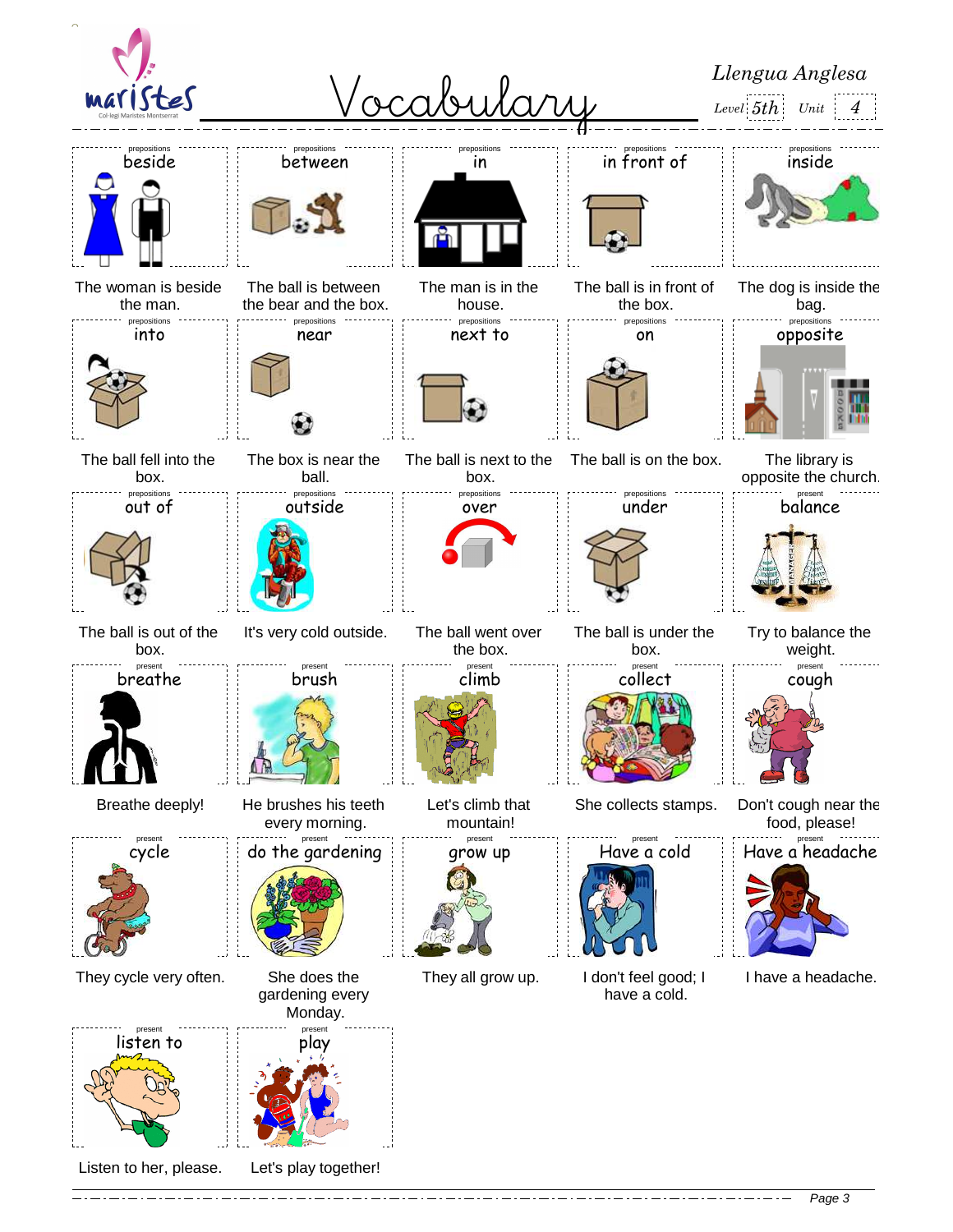# Vocabulary

*Llengua Anglesa*

*Level* 5th *Unit* 4

| Category | Word | Example |
|---|---|---|
| prepositions | beside | The woman is beside the man. |
| prepositions | between | The ball is between the bear and the box. |
| prepositions | in | The man is in the house. |
| prepositions | in front of | The ball is in front of the box. |
| prepositions | inside | The dog is inside the bag. |
| prepositions | into | The ball fell into the box. |
| prepositions | near | The box is near the ball. |
| prepositions | next to | The ball is next to the box. |
| prepositions | on | The ball is on the box. |
| prepositions | opposite | The library is opposite the church. |
| prepositions | out of | The ball is out of the box. |
| prepositions | outside | It's very cold outside. |
| prepositions | over | The ball went over the box. |
| prepositions | under | The ball is under the box. |
| present | balance | Try to balance the weight. |
| present | breathe | Breathe deeply! |
| present | brush | He brushes his teeth every morning. |
| present | climb | Let's climb that mountain! |
| present | collect | She collects stamps. |
| present | cough | Don't cough near the food, please! |
| present | cycle | They cycle very often. |
| present | do the gardening | She does the gardening every Monday. |
| present | grow up | They all grow up. |
| present | Have a cold | I don't feel good; I have a cold. |
| present | Have a headache | I have a headache. |
| present | listen to | Listen to her, please. |
| present | play | Let's play together! |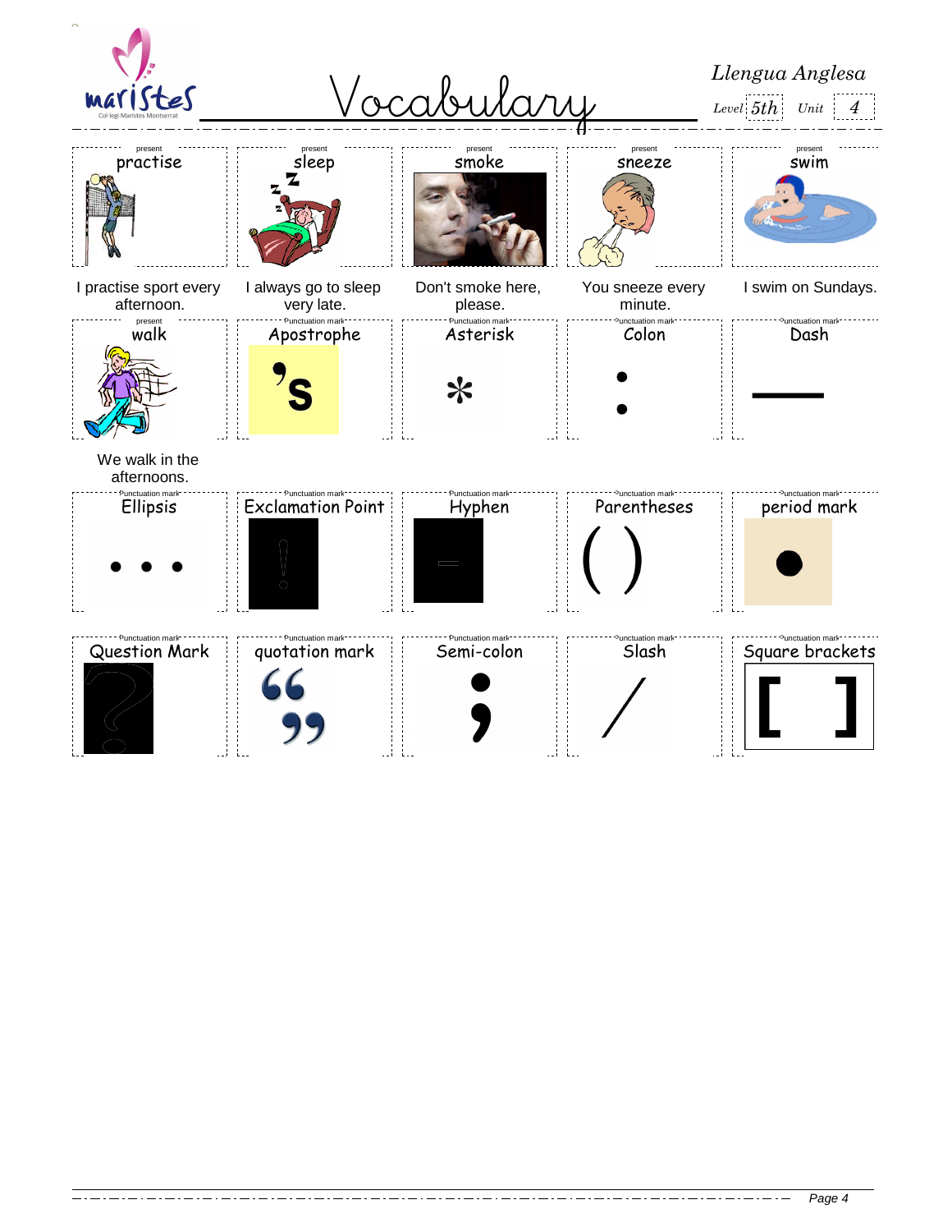# Vocabulary

*Llengua Anglesa*

*Level* 5th *Unit* 4

| | | | | |
|---|---|---|---|---|
| present **practise** | present **sleep** | present **smoke** | present **sneeze** | present **swim** |
| I practise sport every afternoon. | I always go to sleep very late. | Don't smoke here, please. | You sneeze every minute. | I swim on Sundays. |
| present **walk** | Punctuation mark **Apostrophe** 's | Punctuation mark **Asterisk** * | Punctuation mark **Colon** : | Punctuation mark **Dash** — |
| We walk in the afternoons. | | | | |
| Punctuation mark **Ellipsis** ... | Punctuation mark **Exclamation Point** ! | Punctuation mark **Hyphen** - | Punctuation mark **Parentheses** ( ) | Punctuation mark **period mark** . |
| Punctuation mark **Question Mark** ? | Punctuation mark **quotation mark** “ ” | Punctuation mark **Semi-colon** ; | Punctuation mark **Slash** / | Punctuation mark **Square brackets** [ ] |